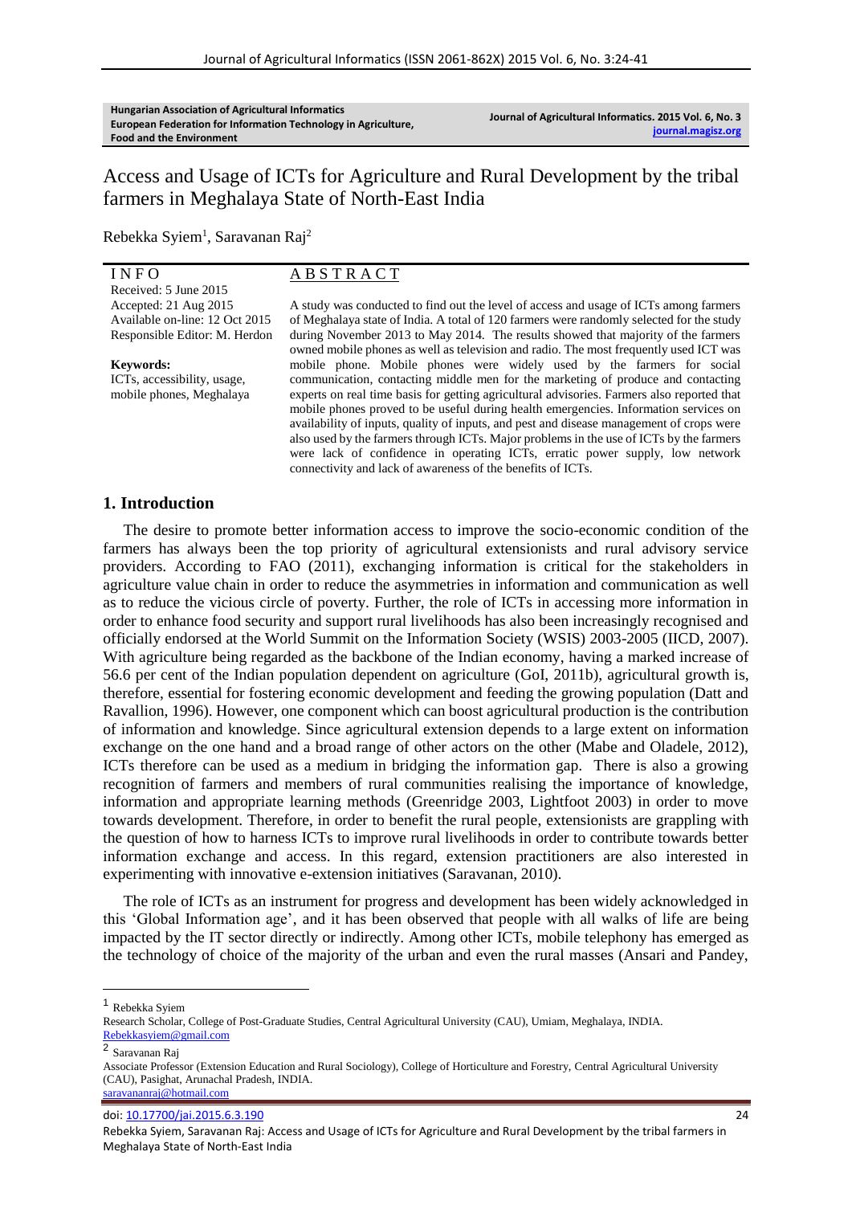Hungarian Association of Agricultural Informatics
European Federation for Information Technology in Agriculture, Food and the Environment

Journal of Agricultural Informatics. 2015 Vol. 6, No. 3
journal.magisz.org

# Access and Usage of ICTs for Agriculture and Rural Development by the tribal farmers in Meghalaya State of North-East India

Rebekka Syiem[1], Saravanan Raj[2]

**INFO**

Received: 5 June 2015
Accepted: 21 Aug 2015
Available on-line: 12 Oct 2015
Responsible Editor: M. Herdon

**Keywords:**
ICTs, accessibility, usage, mobile phones, Meghalaya

**ABSTRACT**

A study was conducted to find out the level of access and usage of ICTs among farmers of Meghalaya state of India. A total of 120 farmers were randomly selected for the study during November 2013 to May 2014. The results showed that majority of the farmers owned mobile phones as well as television and radio. The most frequently used ICT was mobile phone. Mobile phones were widely used by the farmers for social communication, contacting middle men for the marketing of produce and contacting experts on real time basis for getting agricultural advisories. Farmers also reported that mobile phones proved to be useful during health emergencies. Information services on availability of inputs, quality of inputs, and pest and disease management of crops were also used by the farmers through ICTs. Major problems in the use of ICTs by the farmers were lack of confidence in operating ICTs, erratic power supply, low network connectivity and lack of awareness of the benefits of ICTs.

## 1. Introduction

The desire to promote better information access to improve the socio-economic condition of the farmers has always been the top priority of agricultural extensionists and rural advisory service providers. According to FAO (2011), exchanging information is critical for the stakeholders in agriculture value chain in order to reduce the asymmetries in information and communication as well as to reduce the vicious circle of poverty. Further, the role of ICTs in accessing more information in order to enhance food security and support rural livelihoods has also been increasingly recognised and officially endorsed at the World Summit on the Information Society (WSIS) 2003-2005 (IICD, 2007). With agriculture being regarded as the backbone of the Indian economy, having a marked increase of 56.6 per cent of the Indian population dependent on agriculture (GoI, 2011b), agricultural growth is, therefore, essential for fostering economic development and feeding the growing population (Datt and Ravallion, 1996). However, one component which can boost agricultural production is the contribution of information and knowledge. Since agricultural extension depends to a large extent on information exchange on the one hand and a broad range of other actors on the other (Mabe and Oladele, 2012), ICTs therefore can be used as a medium in bridging the information gap. There is also a growing recognition of farmers and members of rural communities realising the importance of knowledge, information and appropriate learning methods (Greenridge 2003, Lightfoot 2003) in order to move towards development. Therefore, in order to benefit the rural people, extensionists are grappling with the question of how to harness ICTs to improve rural livelihoods in order to contribute towards better information exchange and access. In this regard, extension practitioners are also interested in experimenting with innovative e-extension initiatives (Saravanan, 2010).

The role of ICTs as an instrument for progress and development has been widely acknowledged in this 'Global Information age', and it has been observed that people with all walks of life are being impacted by the IT sector directly or indirectly. Among other ICTs, mobile telephony has emerged as the technology of choice of the majority of the urban and even the rural masses (Ansari and Pandey,

---

[1] Rebekka Syiem
Research Scholar, College of Post-Graduate Studies, Central Agricultural University (CAU), Umiam, Meghalaya, INDIA.
Rebekkasyiem@gmail.com

[2] Saravanan Raj
Associate Professor (Extension Education and Rural Sociology), College of Horticulture and Forestry, Central Agricultural University (CAU), Pasighat, Arunachal Pradesh, INDIA.
saravananraj@hotmail.com

doi: 10.17700/jai.2015.6.3.190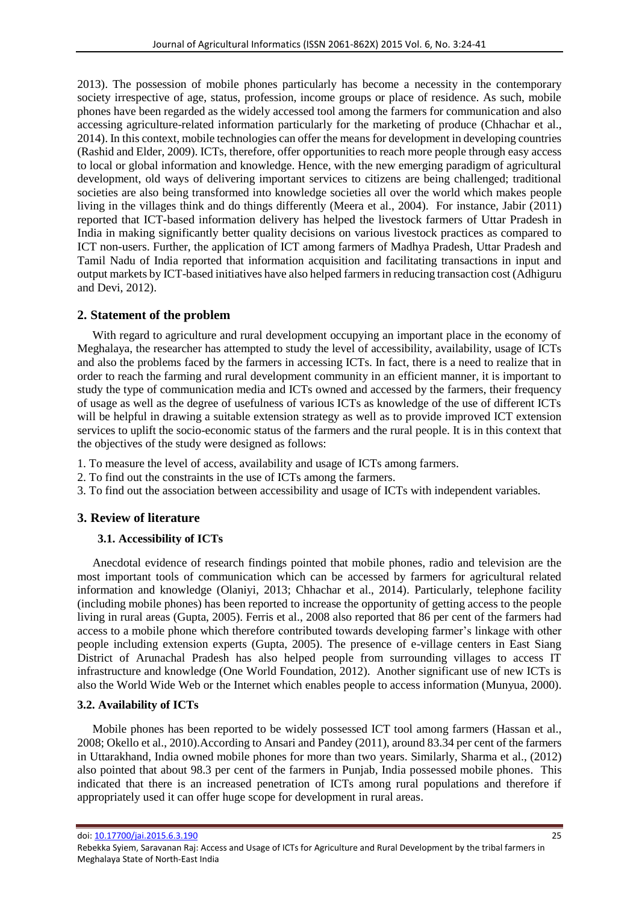2013). The possession of mobile phones particularly has become a necessity in the contemporary society irrespective of age, status, profession, income groups or place of residence. As such, mobile phones have been regarded as the widely accessed tool among the farmers for communication and also accessing agriculture-related information particularly for the marketing of produce (Chhachar et al., 2014). In this context, mobile technologies can offer the means for development in developing countries (Rashid and Elder, 2009). ICTs, therefore, offer opportunities to reach more people through easy access to local or global information and knowledge. Hence, with the new emerging paradigm of agricultural development, old ways of delivering important services to citizens are being challenged; traditional societies are also being transformed into knowledge societies all over the world which makes people living in the villages think and do things differently (Meera et al., 2004). For instance, Jabir (2011) reported that ICT-based information delivery has helped the livestock farmers of Uttar Pradesh in India in making significantly better quality decisions on various livestock practices as compared to ICT non-users. Further, the application of ICT among farmers of Madhya Pradesh, Uttar Pradesh and Tamil Nadu of India reported that information acquisition and facilitating transactions in input and output markets by ICT-based initiatives have also helped farmers in reducing transaction cost (Adhiguru and Devi, 2012).

## 2. Statement of the problem

With regard to agriculture and rural development occupying an important place in the economy of Meghalaya, the researcher has attempted to study the level of accessibility, availability, usage of ICTs and also the problems faced by the farmers in accessing ICTs. In fact, there is a need to realize that in order to reach the farming and rural development community in an efficient manner, it is important to study the type of communication media and ICTs owned and accessed by the farmers, their frequency of usage as well as the degree of usefulness of various ICTs as knowledge of the use of different ICTs will be helpful in drawing a suitable extension strategy as well as to provide improved ICT extension services to uplift the socio-economic status of the farmers and the rural people. It is in this context that the objectives of the study were designed as follows:

1. To measure the level of access, availability and usage of ICTs among farmers.
2. To find out the constraints in the use of ICTs among the farmers.
3. To find out the association between accessibility and usage of ICTs with independent variables.

## 3. Review of literature

### 3.1. Accessibility of ICTs

Anecdotal evidence of research findings pointed that mobile phones, radio and television are the most important tools of communication which can be accessed by farmers for agricultural related information and knowledge (Olaniyi, 2013; Chhachar et al., 2014). Particularly, telephone facility (including mobile phones) has been reported to increase the opportunity of getting access to the people living in rural areas (Gupta, 2005). Ferris et al., 2008 also reported that 86 per cent of the farmers had access to a mobile phone which therefore contributed towards developing farmer's linkage with other people including extension experts (Gupta, 2005). The presence of e-village centers in East Siang District of Arunachal Pradesh has also helped people from surrounding villages to access IT infrastructure and knowledge (One World Foundation, 2012). Another significant use of new ICTs is also the World Wide Web or the Internet which enables people to access information (Munyua, 2000).

### 3.2. Availability of ICTs

Mobile phones has been reported to be widely possessed ICT tool among farmers (Hassan et al., 2008; Okello et al., 2010).According to Ansari and Pandey (2011), around 83.34 per cent of the farmers in Uttarakhand, India owned mobile phones for more than two years. Similarly, Sharma et al., (2012) also pointed that about 98.3 per cent of the farmers in Punjab, India possessed mobile phones. This indicated that there is an increased penetration of ICTs among rural populations and therefore if appropriately used it can offer huge scope for development in rural areas.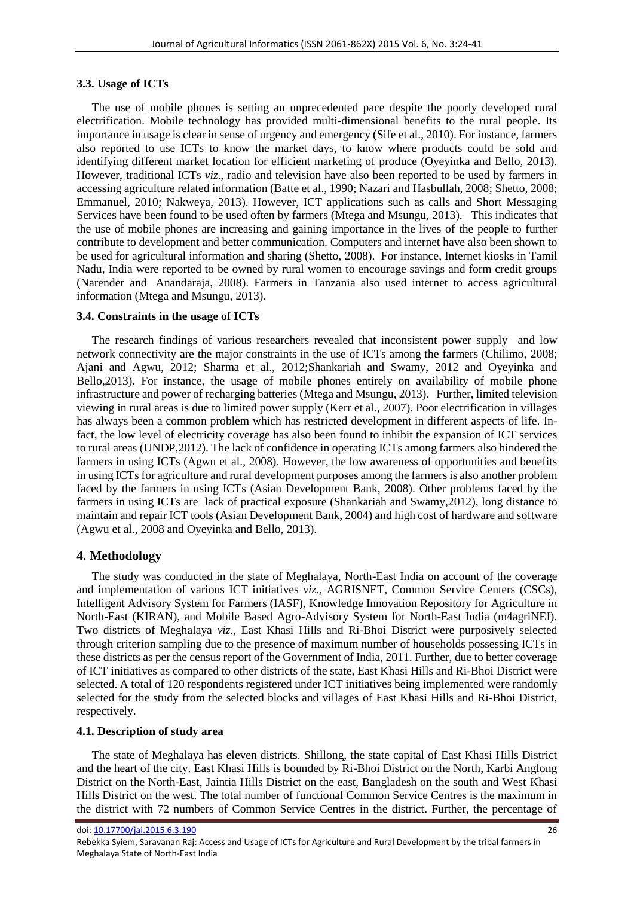### 3.3. Usage of ICTs

The use of mobile phones is setting an unprecedented pace despite the poorly developed rural electrification. Mobile technology has provided multi-dimensional benefits to the rural people. Its importance in usage is clear in sense of urgency and emergency (Sife et al., 2010). For instance, farmers also reported to use ICTs to know the market days, to know where products could be sold and identifying different market location for efficient marketing of produce (Oyeyinka and Bello, 2013). However, traditional ICTs *viz*., radio and television have also been reported to be used by farmers in accessing agriculture related information (Batte et al., 1990; Nazari and Hasbullah, 2008; Shetto, 2008; Emmanuel, 2010; Nakweya, 2013). However, ICT applications such as calls and Short Messaging Services have been found to be used often by farmers (Mtega and Msungu, 2013). This indicates that the use of mobile phones are increasing and gaining importance in the lives of the people to further contribute to development and better communication. Computers and internet have also been shown to be used for agricultural information and sharing (Shetto, 2008). For instance, Internet kiosks in Tamil Nadu, India were reported to be owned by rural women to encourage savings and form credit groups (Narender and Anandaraja, 2008). Farmers in Tanzania also used internet to access agricultural information (Mtega and Msungu, 2013).

### 3.4. Constraints in the usage of ICTs

The research findings of various researchers revealed that inconsistent power supply and low network connectivity are the major constraints in the use of ICTs among the farmers (Chilimo, 2008; Ajani and Agwu, 2012; Sharma et al., 2012;Shankariah and Swamy, 2012 and Oyeyinka and Bello,2013). For instance, the usage of mobile phones entirely on availability of mobile phone infrastructure and power of recharging batteries (Mtega and Msungu, 2013). Further, limited television viewing in rural areas is due to limited power supply (Kerr et al., 2007). Poor electrification in villages has always been a common problem which has restricted development in different aspects of life. In-fact, the low level of electricity coverage has also been found to inhibit the expansion of ICT services to rural areas (UNDP,2012). The lack of confidence in operating ICTs among farmers also hindered the farmers in using ICTs (Agwu et al., 2008). However, the low awareness of opportunities and benefits in using ICTs for agriculture and rural development purposes among the farmers is also another problem faced by the farmers in using ICTs (Asian Development Bank, 2008). Other problems faced by the farmers in using ICTs are lack of practical exposure (Shankariah and Swamy,2012), long distance to maintain and repair ICT tools (Asian Development Bank, 2004) and high cost of hardware and software (Agwu et al., 2008 and Oyeyinka and Bello, 2013).

## 4. Methodology

The study was conducted in the state of Meghalaya, North-East India on account of the coverage and implementation of various ICT initiatives *viz.,* AGRISNET, Common Service Centers (CSCs), Intelligent Advisory System for Farmers (IASF), Knowledge Innovation Repository for Agriculture in North-East (KIRAN), and Mobile Based Agro-Advisory System for North-East India (m4agriNEI). Two districts of Meghalaya *viz.*, East Khasi Hills and Ri-Bhoi District were purposively selected through criterion sampling due to the presence of maximum number of households possessing ICTs in these districts as per the census report of the Government of India, 2011. Further, due to better coverage of ICT initiatives as compared to other districts of the state, East Khasi Hills and Ri-Bhoi District were selected. A total of 120 respondents registered under ICT initiatives being implemented were randomly selected for the study from the selected blocks and villages of East Khasi Hills and Ri-Bhoi District, respectively.

### 4.1. Description of study area

The state of Meghalaya has eleven districts. Shillong, the state capital of East Khasi Hills District and the heart of the city. East Khasi Hills is bounded by Ri-Bhoi District on the North, Karbi Anglong District on the North-East, Jaintia Hills District on the east, Bangladesh on the south and West Khasi Hills District on the west. The total number of functional Common Service Centres is the maximum in the district with 72 numbers of Common Service Centres in the district. Further, the percentage of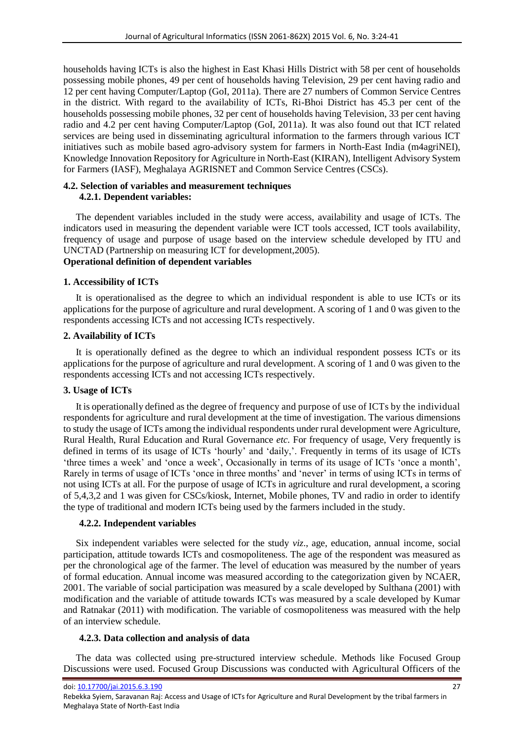households having ICTs is also the highest in East Khasi Hills District with 58 per cent of households possessing mobile phones, 49 per cent of households having Television, 29 per cent having radio and 12 per cent having Computer/Laptop (GoI, 2011a). There are 27 numbers of Common Service Centres in the district. With regard to the availability of ICTs, Ri-Bhoi District has 45.3 per cent of the households possessing mobile phones, 32 per cent of households having Television, 33 per cent having radio and 4.2 per cent having Computer/Laptop (GoI, 2011a). It was also found out that ICT related services are being used in disseminating agricultural information to the farmers through various ICT initiatives such as mobile based agro-advisory system for farmers in North-East India (m4agriNEI), Knowledge Innovation Repository for Agriculture in North-East (KIRAN), Intelligent Advisory System for Farmers (IASF), Meghalaya AGRISNET and Common Service Centres (CSCs).

### 4.2. Selection of variables and measurement techniques

#### 4.2.1. Dependent variables:

The dependent variables included in the study were access, availability and usage of ICTs. The indicators used in measuring the dependent variable were ICT tools accessed, ICT tools availability, frequency of usage and purpose of usage based on the interview schedule developed by ITU and UNCTAD (Partnership on measuring ICT for development,2005).

**Operational definition of dependent variables**

**1. Accessibility of ICTs**

It is operationalised as the degree to which an individual respondent is able to use ICTs or its applications for the purpose of agriculture and rural development. A scoring of 1 and 0 was given to the respondents accessing ICTs and not accessing ICTs respectively.

**2. Availability of ICTs**

It is operationally defined as the degree to which an individual respondent possess ICTs or its applications for the purpose of agriculture and rural development. A scoring of 1 and 0 was given to the respondents accessing ICTs and not accessing ICTs respectively.

**3. Usage of ICTs**

It is operationally defined as the degree of frequency and purpose of use of ICTs by the individual respondents for agriculture and rural development at the time of investigation. The various dimensions to study the usage of ICTs among the individual respondents under rural development were Agriculture, Rural Health, Rural Education and Rural Governance *etc.* For frequency of usage, Very frequently is defined in terms of its usage of ICTs 'hourly' and 'daily,'. Frequently in terms of its usage of ICTs 'three times a week' and 'once a week', Occasionally in terms of its usage of ICTs 'once a month', Rarely in terms of usage of ICTs 'once in three months' and 'never' in terms of using ICTs in terms of not using ICTs at all. For the purpose of usage of ICTs in agriculture and rural development, a scoring of 5,4,3,2 and 1 was given for CSCs/kiosk, Internet, Mobile phones, TV and radio in order to identify the type of traditional and modern ICTs being used by the farmers included in the study.

#### 4.2.2. Independent variables

Six independent variables were selected for the study *viz*., age, education, annual income, social participation, attitude towards ICTs and cosmopoliteness. The age of the respondent was measured as per the chronological age of the farmer. The level of education was measured by the number of years of formal education. Annual income was measured according to the categorization given by NCAER, 2001. The variable of social participation was measured by a scale developed by Sulthana (2001) with modification and the variable of attitude towards ICTs was measured by a scale developed by Kumar and Ratnakar (2011) with modification. The variable of cosmopoliteness was measured with the help of an interview schedule.

#### 4.2.3. Data collection and analysis of data

The data was collected using pre-structured interview schedule. Methods like Focused Group Discussions were used. Focused Group Discussions was conducted with Agricultural Officers of the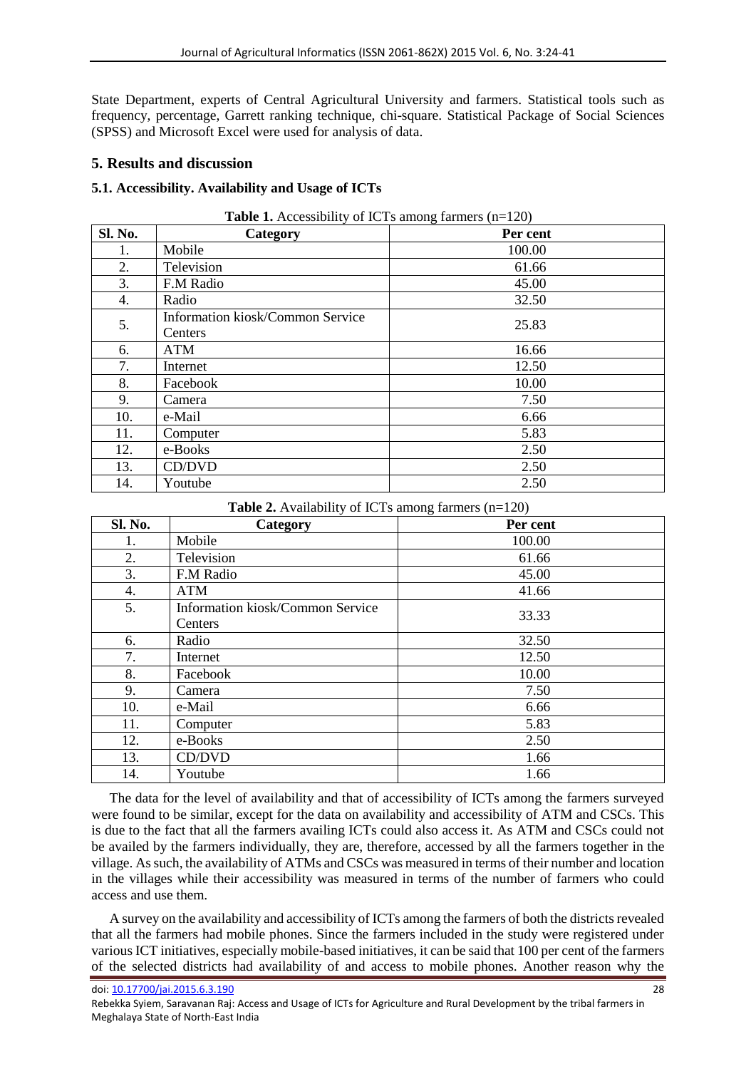State Department, experts of Central Agricultural University and farmers. Statistical tools such as frequency, percentage, Garrett ranking technique, chi-square. Statistical Package of Social Sciences (SPSS) and Microsoft Excel were used for analysis of data.

## 5. Results and discussion

### 5.1. Accessibility. Availability and Usage of ICTs

**Table 1.** Accessibility of ICTs among farmers (n=120)

| Sl. No. | Category | Per cent |
|---|---|---|
| 1. | Mobile | 100.00 |
| 2. | Television | 61.66 |
| 3. | F.M Radio | 45.00 |
| 4. | Radio | 32.50 |
| 5. | Information kiosk/Common Service Centers | 25.83 |
| 6. | ATM | 16.66 |
| 7. | Internet | 12.50 |
| 8. | Facebook | 10.00 |
| 9. | Camera | 7.50 |
| 10. | e-Mail | 6.66 |
| 11. | Computer | 5.83 |
| 12. | e-Books | 2.50 |
| 13. | CD/DVD | 2.50 |
| 14. | Youtube | 2.50 |

**Table 2.** Availability of ICTs among farmers (n=120)

| Sl. No. | Category | Per cent |
|---|---|---|
| 1. | Mobile | 100.00 |
| 2. | Television | 61.66 |
| 3. | F.M Radio | 45.00 |
| 4. | ATM | 41.66 |
| 5. | Information kiosk/Common Service Centers | 33.33 |
| 6. | Radio | 32.50 |
| 7. | Internet | 12.50 |
| 8. | Facebook | 10.00 |
| 9. | Camera | 7.50 |
| 10. | e-Mail | 6.66 |
| 11. | Computer | 5.83 |
| 12. | e-Books | 2.50 |
| 13. | CD/DVD | 1.66 |
| 14. | Youtube | 1.66 |

The data for the level of availability and that of accessibility of ICTs among the farmers surveyed were found to be similar, except for the data on availability and accessibility of ATM and CSCs. This is due to the fact that all the farmers availing ICTs could also access it. As ATM and CSCs could not be availed by the farmers individually, they are, therefore, accessed by all the farmers together in the village. As such, the availability of ATMs and CSCs was measured in terms of their number and location in the villages while their accessibility was measured in terms of the number of farmers who could access and use them.

A survey on the availability and accessibility of ICTs among the farmers of both the districts revealed that all the farmers had mobile phones. Since the farmers included in the study were registered under various ICT initiatives, especially mobile-based initiatives, it can be said that 100 per cent of the farmers of the selected districts had availability of and access to mobile phones. Another reason why the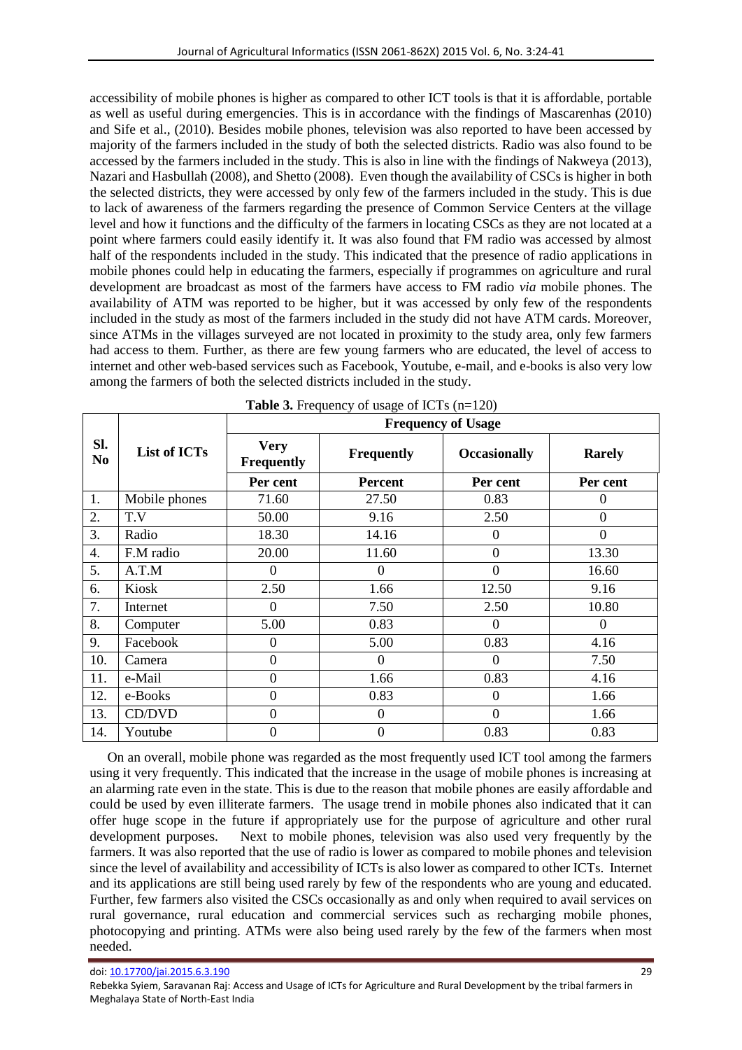accessibility of mobile phones is higher as compared to other ICT tools is that it is affordable, portable as well as useful during emergencies. This is in accordance with the findings of Mascarenhas (2010) and Sife et al., (2010). Besides mobile phones, television was also reported to have been accessed by majority of the farmers included in the study of both the selected districts. Radio was also found to be accessed by the farmers included in the study. This is also in line with the findings of Nakweya (2013), Nazari and Hasbullah (2008), and Shetto (2008). Even though the availability of CSCs is higher in both the selected districts, they were accessed by only few of the farmers included in the study. This is due to lack of awareness of the farmers regarding the presence of Common Service Centers at the village level and how it functions and the difficulty of the farmers in locating CSCs as they are not located at a point where farmers could easily identify it. It was also found that FM radio was accessed by almost half of the respondents included in the study. This indicated that the presence of radio applications in mobile phones could help in educating the farmers, especially if programmes on agriculture and rural development are broadcast as most of the farmers have access to FM radio *via* mobile phones. The availability of ATM was reported to be higher, but it was accessed by only few of the respondents included in the study as most of the farmers included in the study did not have ATM cards. Moreover, since ATMs in the villages surveyed are not located in proximity to the study area, only few farmers had access to them. Further, as there are few young farmers who are educated, the level of access to internet and other web-based services such as Facebook, Youtube, e-mail, and e-books is also very low among the farmers of both the selected districts included in the study.

**Table 3.** Frequency of usage of ICTs (n=120)

| Sl. No | List of ICTs | Frequency of Usage | | | |
|---|---|---|---|---|---|
| | | Very Frequently | Frequently | Occasionally | Rarely |
| | | Per cent | Percent | Per cent | Per cent |
| 1. | Mobile phones | 71.60 | 27.50 | 0.83 | 0 |
| 2. | T.V | 50.00 | 9.16 | 2.50 | 0 |
| 3. | Radio | 18.30 | 14.16 | 0 | 0 |
| 4. | F.M radio | 20.00 | 11.60 | 0 | 13.30 |
| 5. | A.T.M | 0 | 0 | 0 | 16.60 |
| 6. | Kiosk | 2.50 | 1.66 | 12.50 | 9.16 |
| 7. | Internet | 0 | 7.50 | 2.50 | 10.80 |
| 8. | Computer | 5.00 | 0.83 | 0 | 0 |
| 9. | Facebook | 0 | 5.00 | 0.83 | 4.16 |
| 10. | Camera | 0 | 0 | 0 | 7.50 |
| 11. | e-Mail | 0 | 1.66 | 0.83 | 4.16 |
| 12. | e-Books | 0 | 0.83 | 0 | 1.66 |
| 13. | CD/DVD | 0 | 0 | 0 | 1.66 |
| 14. | Youtube | 0 | 0 | 0.83 | 0.83 |

On an overall, mobile phone was regarded as the most frequently used ICT tool among the farmers using it very frequently. This indicated that the increase in the usage of mobile phones is increasing at an alarming rate even in the state. This is due to the reason that mobile phones are easily affordable and could be used by even illiterate farmers. The usage trend in mobile phones also indicated that it can offer huge scope in the future if appropriately use for the purpose of agriculture and other rural development purposes. Next to mobile phones, television was also used very frequently by the farmers. It was also reported that the use of radio is lower as compared to mobile phones and television since the level of availability and accessibility of ICTs is also lower as compared to other ICTs. Internet and its applications are still being used rarely by few of the respondents who are young and educated. Further, few farmers also visited the CSCs occasionally as and only when required to avail services on rural governance, rural education and commercial services such as recharging mobile phones, photocopying and printing. ATMs were also being used rarely by the few of the farmers when most needed.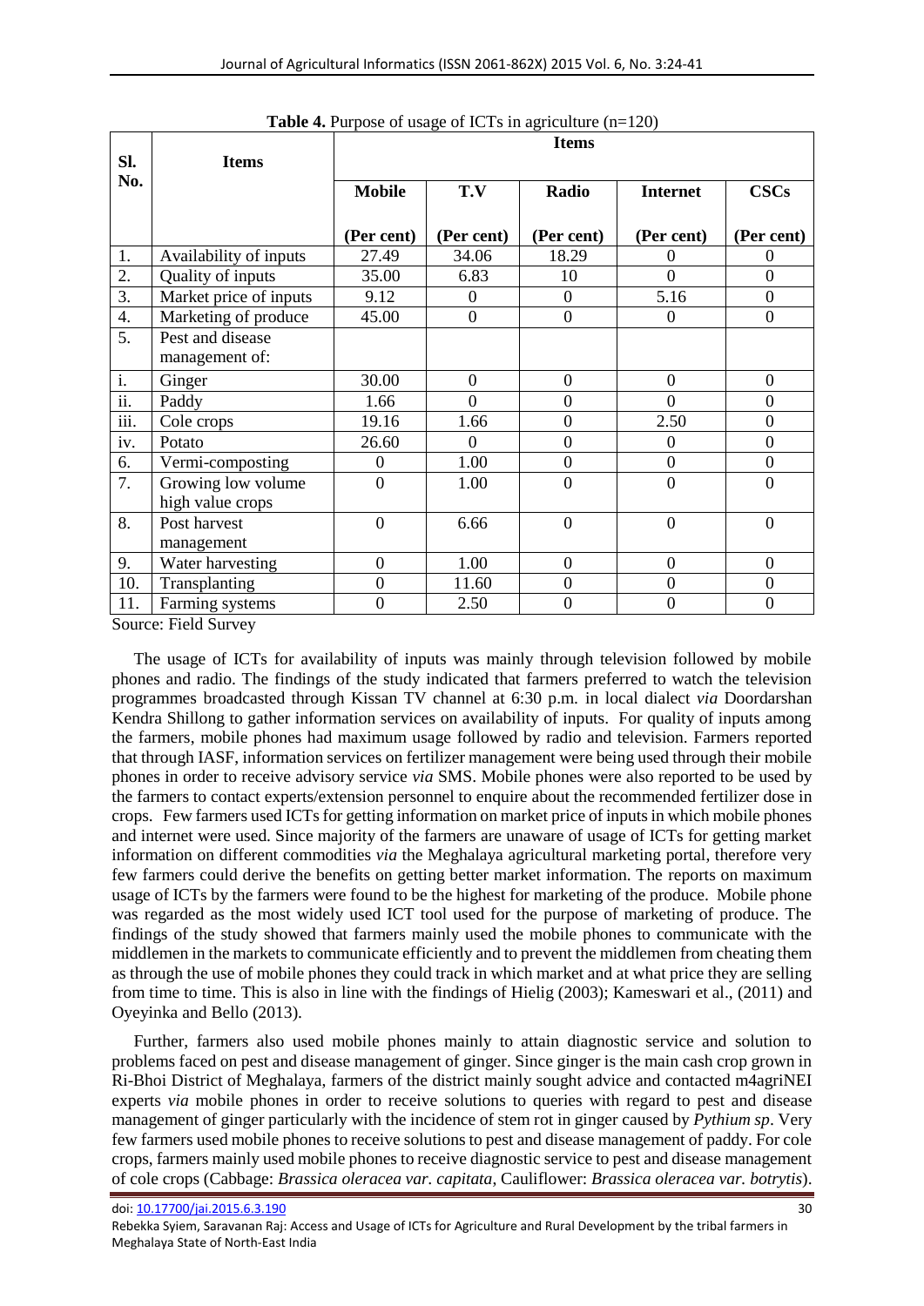**Table 4.** Purpose of usage of ICTs in agriculture (n=120)

| Sl. No. | Items | Items | | | | |
|---|---|---|---|---|---|---|
| | | Mobile (Per cent) | T.V (Per cent) | Radio (Per cent) | Internet (Per cent) | CSCs (Per cent) |
| 1. | Availability of inputs | 27.49 | 34.06 | 18.29 | 0 | 0 |
| 2. | Quality of inputs | 35.00 | 6.83 | 10 | 0 | 0 |
| 3. | Market price of inputs | 9.12 | 0 | 0 | 5.16 | 0 |
| 4. | Marketing of produce | 45.00 | 0 | 0 | 0 | 0 |
| 5. | Pest and disease management of: | | | | | |
| i. | Ginger | 30.00 | 0 | 0 | 0 | 0 |
| ii. | Paddy | 1.66 | 0 | 0 | 0 | 0 |
| iii. | Cole crops | 19.16 | 1.66 | 0 | 2.50 | 0 |
| iv. | Potato | 26.60 | 0 | 0 | 0 | 0 |
| 6. | Vermi-composting | 0 | 1.00 | 0 | 0 | 0 |
| 7. | Growing low volume high value crops | 0 | 1.00 | 0 | 0 | 0 |
| 8. | Post harvest management | 0 | 6.66 | 0 | 0 | 0 |
| 9. | Water harvesting | 0 | 1.00 | 0 | 0 | 0 |
| 10. | Transplanting | 0 | 11.60 | 0 | 0 | 0 |
| 11. | Farming systems | 0 | 2.50 | 0 | 0 | 0 |

Source: Field Survey

The usage of ICTs for availability of inputs was mainly through television followed by mobile phones and radio. The findings of the study indicated that farmers preferred to watch the television programmes broadcasted through Kissan TV channel at 6:30 p.m. in local dialect *via* Doordarshan Kendra Shillong to gather information services on availability of inputs. For quality of inputs among the farmers, mobile phones had maximum usage followed by radio and television. Farmers reported that through IASF, information services on fertilizer management were being used through their mobile phones in order to receive advisory service *via* SMS. Mobile phones were also reported to be used by the farmers to contact experts/extension personnel to enquire about the recommended fertilizer dose in crops. Few farmers used ICTs for getting information on market price of inputs in which mobile phones and internet were used. Since majority of the farmers are unaware of usage of ICTs for getting market information on different commodities *via* the Meghalaya agricultural marketing portal, therefore very few farmers could derive the benefits on getting better market information. The reports on maximum usage of ICTs by the farmers were found to be the highest for marketing of the produce. Mobile phone was regarded as the most widely used ICT tool used for the purpose of marketing of produce. The findings of the study showed that farmers mainly used the mobile phones to communicate with the middlemen in the markets to communicate efficiently and to prevent the middlemen from cheating them as through the use of mobile phones they could track in which market and at what price they are selling from time to time. This is also in line with the findings of Hielig (2003); Kameswari et al., (2011) and Oyeyinka and Bello (2013).

Further, farmers also used mobile phones mainly to attain diagnostic service and solution to problems faced on pest and disease management of ginger. Since ginger is the main cash crop grown in Ri-Bhoi District of Meghalaya, farmers of the district mainly sought advice and contacted m4agriNEI experts *via* mobile phones in order to receive solutions to queries with regard to pest and disease management of ginger particularly with the incidence of stem rot in ginger caused by *Pythium sp*. Very few farmers used mobile phones to receive solutions to pest and disease management of paddy. For cole crops, farmers mainly used mobile phones to receive diagnostic service to pest and disease management of cole crops (Cabbage: *Brassica oleracea var. capitata*, Cauliflower: *Brassica oleracea var. botrytis*).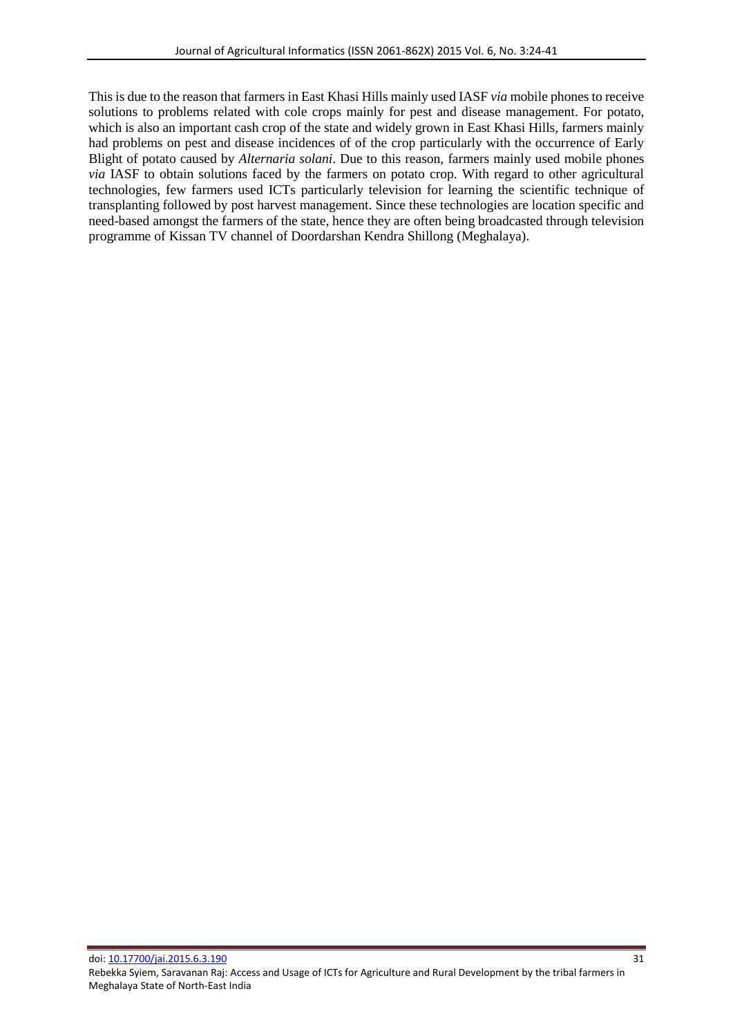This is due to the reason that farmers in East Khasi Hills mainly used IASF *via* mobile phones to receive solutions to problems related with cole crops mainly for pest and disease management. For potato, which is also an important cash crop of the state and widely grown in East Khasi Hills, farmers mainly had problems on pest and disease incidences of of the crop particularly with the occurrence of Early Blight of potato caused by *Alternaria solani*. Due to this reason, farmers mainly used mobile phones *via* IASF to obtain solutions faced by the farmers on potato crop. With regard to other agricultural technologies, few farmers used ICTs particularly television for learning the scientific technique of transplanting followed by post harvest management. Since these technologies are location specific and need-based amongst the farmers of the state, hence they are often being broadcasted through television programme of Kissan TV channel of Doordarshan Kendra Shillong (Meghalaya).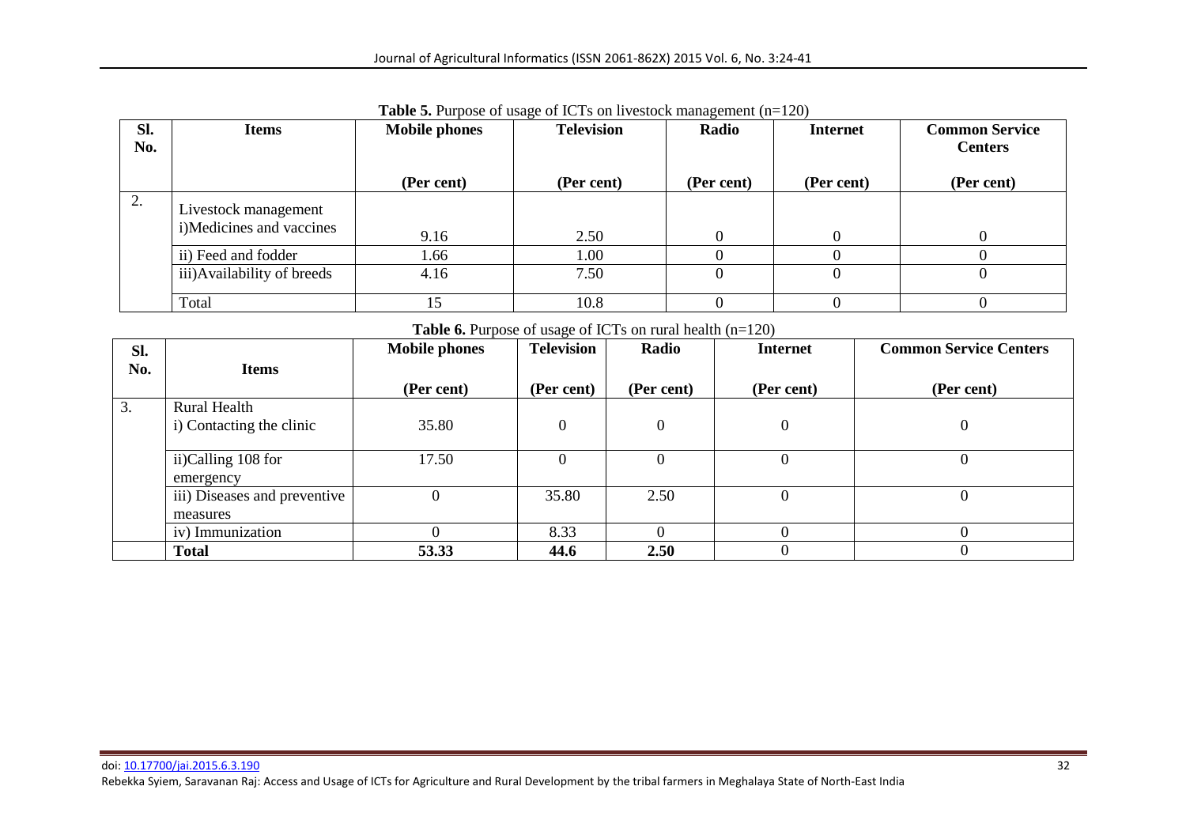**Table 5.** Purpose of usage of ICTs on livestock management (n=120)

| Sl. No. | Items | Mobile phones | Television | Radio | Internet | Common Service Centers |
|---|---|---|---|---|---|---|
| | | (Per cent) | (Per cent) | (Per cent) | (Per cent) | (Per cent) |
| 2. | Livestock management i)Medicines and vaccines | 9.16 | 2.50 | 0 | 0 | 0 |
| | ii) Feed and fodder | 1.66 | 1.00 | 0 | 0 | 0 |
| | iii)Availability of breeds | 4.16 | 7.50 | 0 | 0 | 0 |
| | Total | 15 | 10.8 | 0 | 0 | 0 |

**Table 6.** Purpose of usage of ICTs on rural health (n=120)

| Sl. No. | Items | Mobile phones | Television | Radio | Internet | Common Service Centers |
|---|---|---|---|---|---|---|
| | | (Per cent) | (Per cent) | (Per cent) | (Per cent) | (Per cent) |
| 3. | Rural Health i) Contacting the clinic | 35.80 | 0 | 0 | 0 | 0 |
| | ii)Calling 108 for emergency | 17.50 | 0 | 0 | 0 | 0 |
| | iii) Diseases and preventive measures | 0 | 35.80 | 2.50 | 0 | 0 |
| | iv) Immunization | 0 | 8.33 | 0 | 0 | 0 |
| | **Total** | **53.33** | **44.6** | **2.50** | 0 | 0 |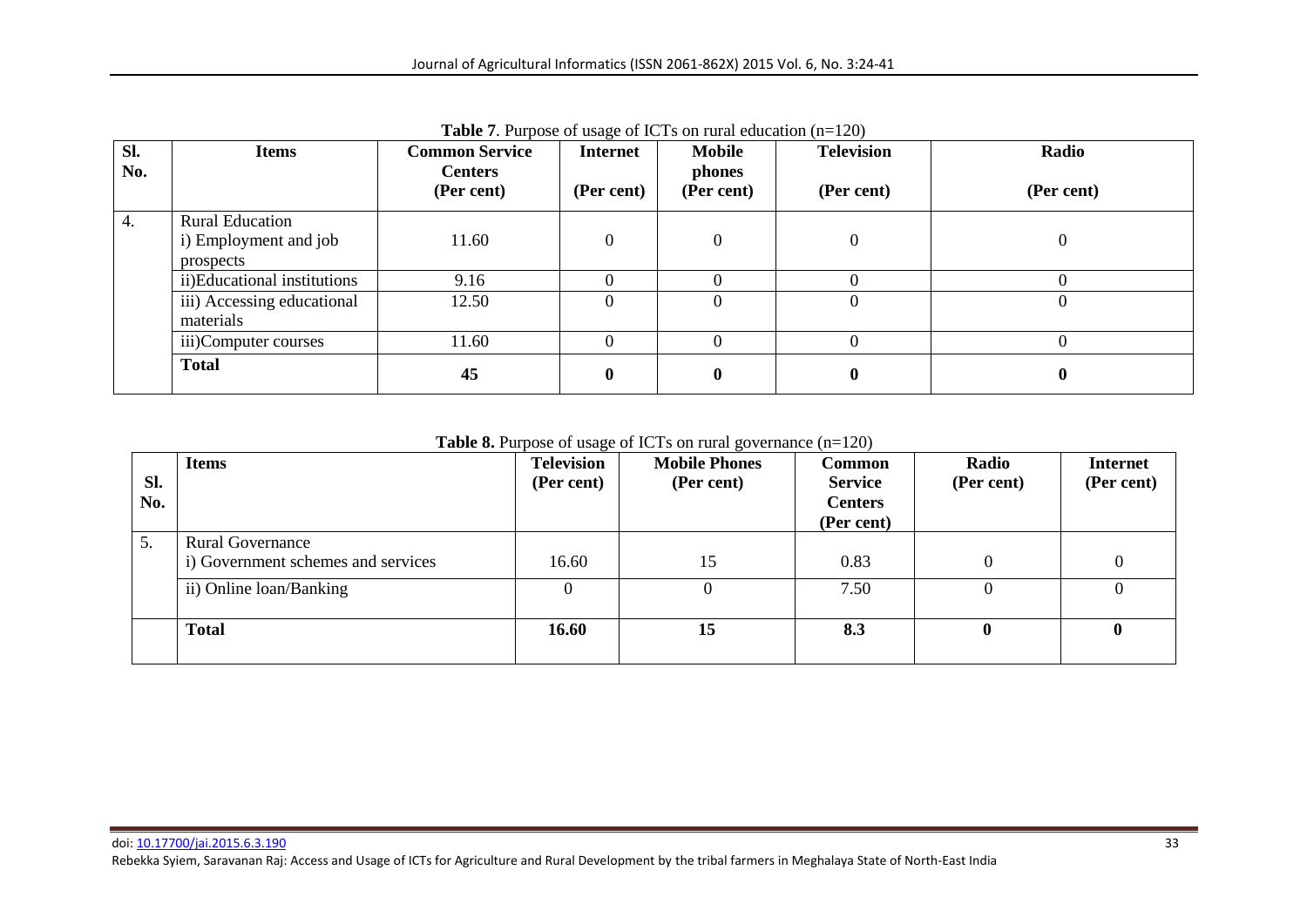**Table 7**. Purpose of usage of ICTs on rural education (n=120)

| Sl. No. | Items | Common Service Centers (Per cent) | Internet (Per cent) | Mobile phones (Per cent) | Television (Per cent) | Radio (Per cent) |
|---|---|---|---|---|---|---|
| 4. | Rural Education<br>i) Employment and job prospects | 11.60 | 0 | 0 | 0 | 0 |
| | ii)Educational institutions | 9.16 | 0 | 0 | 0 | 0 |
| | iii) Accessing educational materials | 12.50 | 0 | 0 | 0 | 0 |
| | iii)Computer courses | 11.60 | 0 | 0 | 0 | 0 |
| | **Total** | **45** | **0** | **0** | **0** | **0** |

**Table 8.** Purpose of usage of ICTs on rural governance (n=120)

| Sl. No. | Items | Television (Per cent) | Mobile Phones (Per cent) | Common Service Centers (Per cent) | Radio (Per cent) | Internet (Per cent) |
|---|---|---|---|---|---|---|
| 5. | Rural Governance<br>i) Government schemes and services | 16.60 | 15 | 0.83 | 0 | 0 |
| | ii) Online loan/Banking | 0 | 0 | 7.50 | 0 | 0 |
| | **Total** | **16.60** | **15** | **8.3** | **0** | **0** |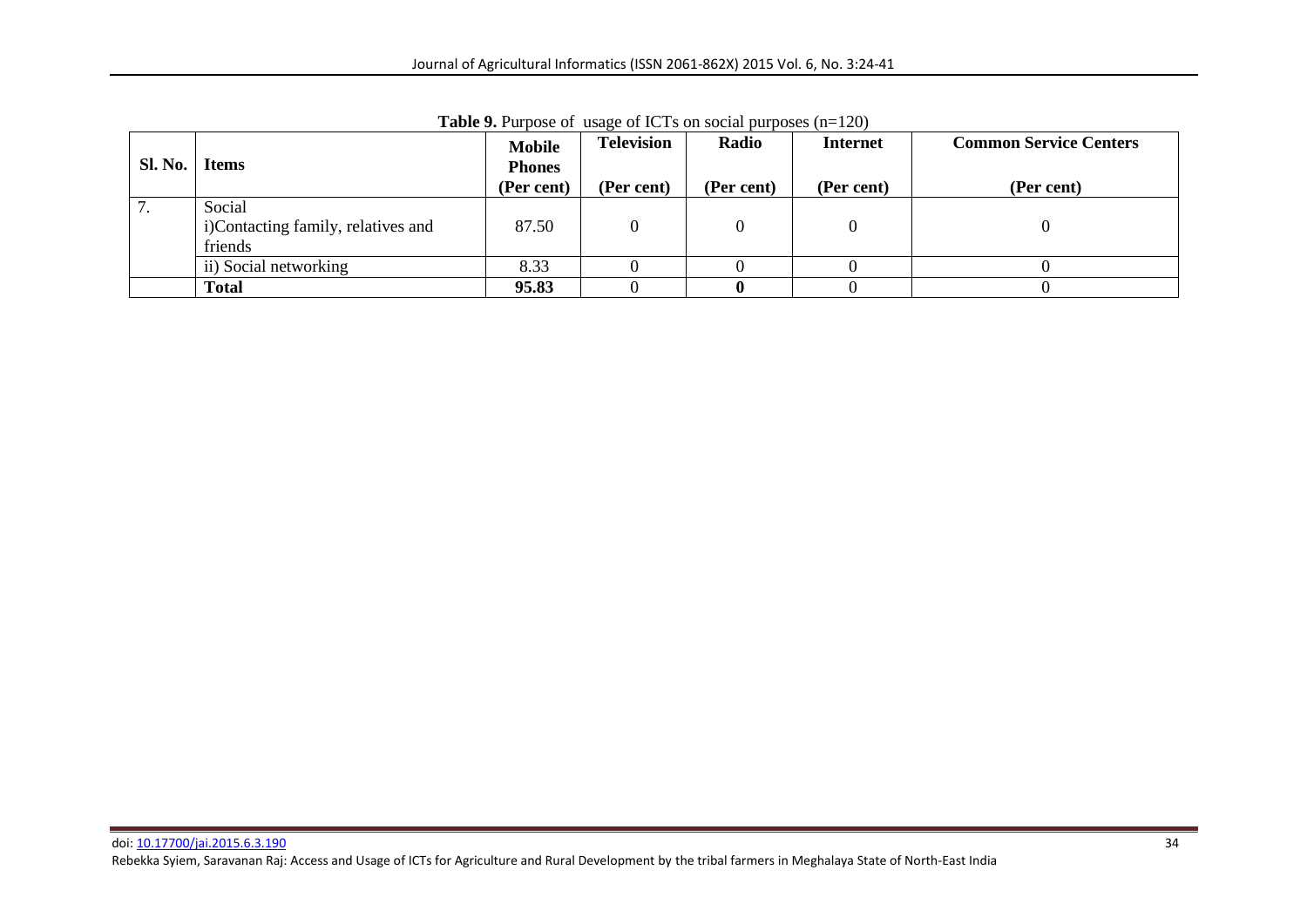**Table 9.** Purpose of usage of ICTs on social purposes (n=120)

| Sl. No. | Items | Mobile Phones (Per cent) | Television (Per cent) | Radio (Per cent) | Internet (Per cent) | Common Service Centers (Per cent) |
|---|---|---|---|---|---|---|
| 7. | Social<br>i)Contacting family, relatives and friends | 87.50 | 0 | 0 | 0 | 0 |
| | ii) Social networking | 8.33 | 0 | 0 | 0 | 0 |
| | **Total** | **95.83** | 0 | **0** | 0 | 0 |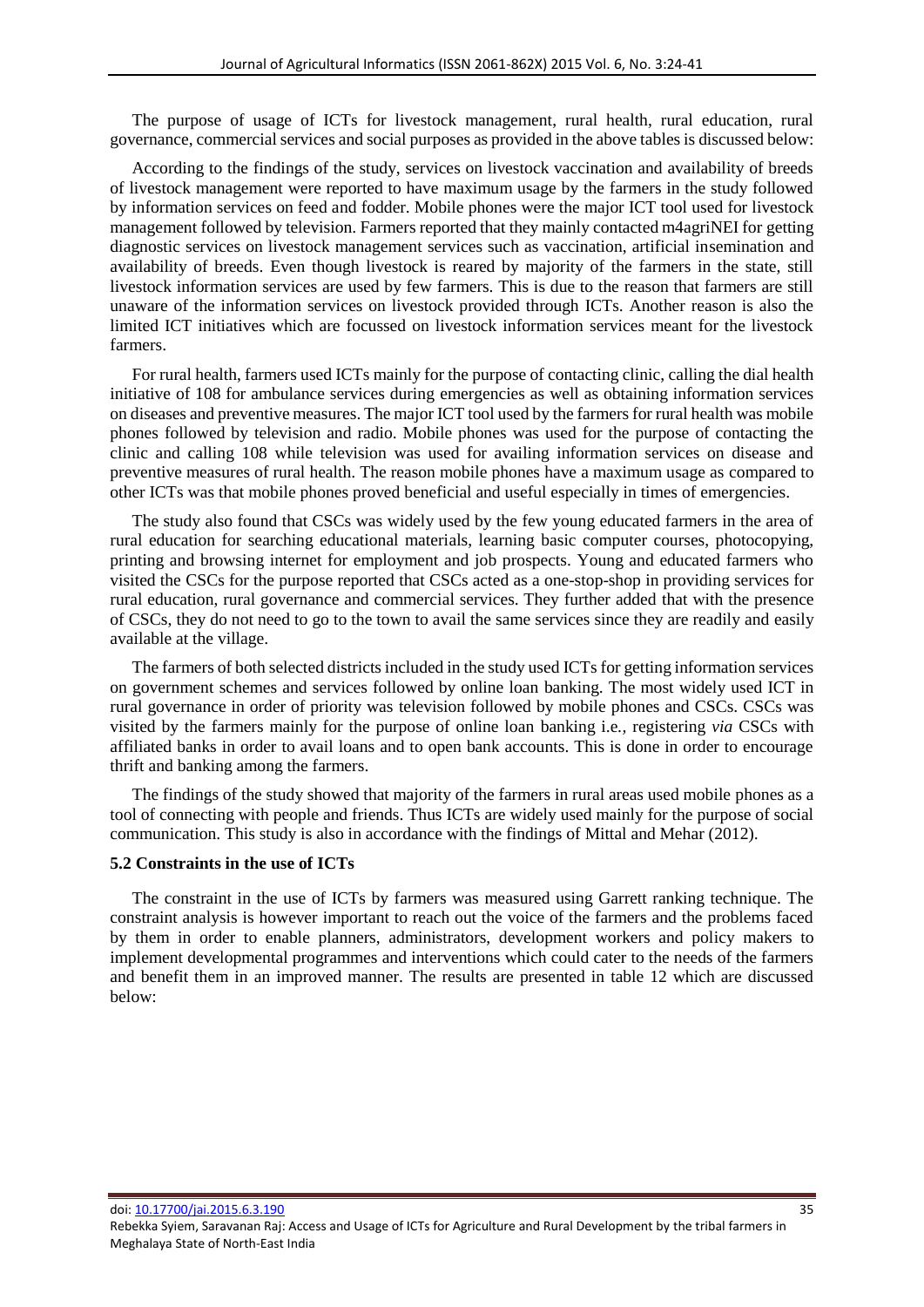The purpose of usage of ICTs for livestock management, rural health, rural education, rural governance, commercial services and social purposes as provided in the above tables is discussed below:

According to the findings of the study, services on livestock vaccination and availability of breeds of livestock management were reported to have maximum usage by the farmers in the study followed by information services on feed and fodder. Mobile phones were the major ICT tool used for livestock management followed by television. Farmers reported that they mainly contacted m4agriNEI for getting diagnostic services on livestock management services such as vaccination, artificial insemination and availability of breeds. Even though livestock is reared by majority of the farmers in the state, still livestock information services are used by few farmers. This is due to the reason that farmers are still unaware of the information services on livestock provided through ICTs. Another reason is also the limited ICT initiatives which are focussed on livestock information services meant for the livestock farmers.

For rural health, farmers used ICTs mainly for the purpose of contacting clinic, calling the dial health initiative of 108 for ambulance services during emergencies as well as obtaining information services on diseases and preventive measures. The major ICT tool used by the farmers for rural health was mobile phones followed by television and radio. Mobile phones was used for the purpose of contacting the clinic and calling 108 while television was used for availing information services on disease and preventive measures of rural health. The reason mobile phones have a maximum usage as compared to other ICTs was that mobile phones proved beneficial and useful especially in times of emergencies.

The study also found that CSCs was widely used by the few young educated farmers in the area of rural education for searching educational materials, learning basic computer courses, photocopying, printing and browsing internet for employment and job prospects. Young and educated farmers who visited the CSCs for the purpose reported that CSCs acted as a one-stop-shop in providing services for rural education, rural governance and commercial services. They further added that with the presence of CSCs, they do not need to go to the town to avail the same services since they are readily and easily available at the village.

The farmers of both selected districts included in the study used ICTs for getting information services on government schemes and services followed by online loan banking. The most widely used ICT in rural governance in order of priority was television followed by mobile phones and CSCs. CSCs was visited by the farmers mainly for the purpose of online loan banking i.e., registering *via* CSCs with affiliated banks in order to avail loans and to open bank accounts. This is done in order to encourage thrift and banking among the farmers.

The findings of the study showed that majority of the farmers in rural areas used mobile phones as a tool of connecting with people and friends. Thus ICTs are widely used mainly for the purpose of social communication. This study is also in accordance with the findings of Mittal and Mehar (2012).

### 5.2 Constraints in the use of ICTs

The constraint in the use of ICTs by farmers was measured using Garrett ranking technique. The constraint analysis is however important to reach out the voice of the farmers and the problems faced by them in order to enable planners, administrators, development workers and policy makers to implement developmental programmes and interventions which could cater to the needs of the farmers and benefit them in an improved manner. The results are presented in table 12 which are discussed below: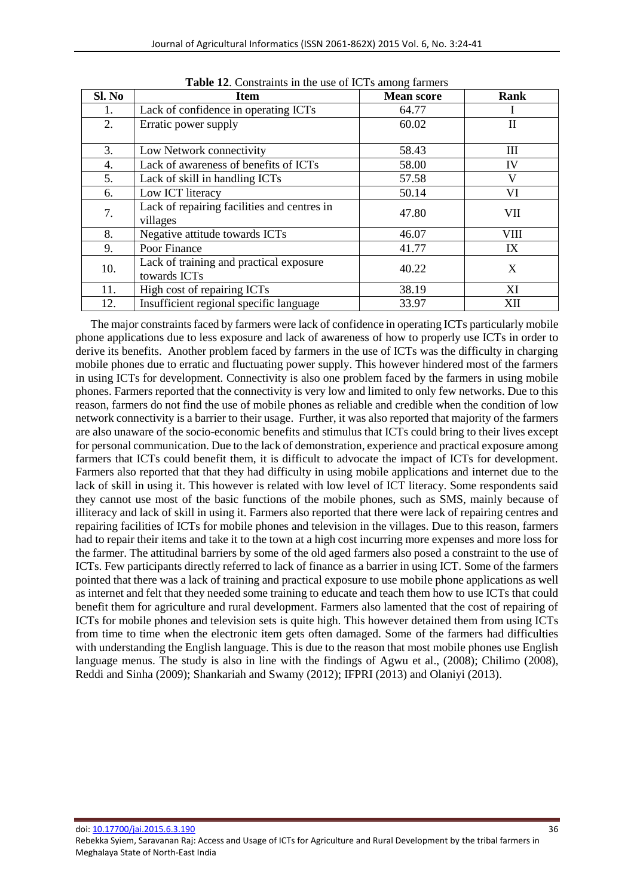**Table 12**. Constraints in the use of ICTs among farmers

| Sl. No | Item | Mean score | Rank |
|---|---|---|---|
| 1. | Lack of confidence in operating ICTs | 64.77 | I |
| 2. | Erratic power supply | 60.02 | II |
| 3. | Low Network connectivity | 58.43 | III |
| 4. | Lack of awareness of benefits of ICTs | 58.00 | IV |
| 5. | Lack of skill in handling ICTs | 57.58 | V |
| 6. | Low ICT literacy | 50.14 | VI |
| 7. | Lack of repairing facilities and centres in villages | 47.80 | VII |
| 8. | Negative attitude towards ICTs | 46.07 | VIII |
| 9. | Poor Finance | 41.77 | IX |
| 10. | Lack of training and practical exposure towards ICTs | 40.22 | X |
| 11. | High cost of repairing ICTs | 38.19 | XI |
| 12. | Insufficient regional specific language | 33.97 | XII |

The major constraints faced by farmers were lack of confidence in operating ICTs particularly mobile phone applications due to less exposure and lack of awareness of how to properly use ICTs in order to derive its benefits. Another problem faced by farmers in the use of ICTs was the difficulty in charging mobile phones due to erratic and fluctuating power supply. This however hindered most of the farmers in using ICTs for development. Connectivity is also one problem faced by the farmers in using mobile phones. Farmers reported that the connectivity is very low and limited to only few networks. Due to this reason, farmers do not find the use of mobile phones as reliable and credible when the condition of low network connectivity is a barrier to their usage. Further, it was also reported that majority of the farmers are also unaware of the socio-economic benefits and stimulus that ICTs could bring to their lives except for personal communication. Due to the lack of demonstration, experience and practical exposure among farmers that ICTs could benefit them, it is difficult to advocate the impact of ICTs for development. Farmers also reported that that they had difficulty in using mobile applications and internet due to the lack of skill in using it. This however is related with low level of ICT literacy. Some respondents said they cannot use most of the basic functions of the mobile phones, such as SMS, mainly because of illiteracy and lack of skill in using it. Farmers also reported that there were lack of repairing centres and repairing facilities of ICTs for mobile phones and television in the villages. Due to this reason, farmers had to repair their items and take it to the town at a high cost incurring more expenses and more loss for the farmer. The attitudinal barriers by some of the old aged farmers also posed a constraint to the use of ICTs. Few participants directly referred to lack of finance as a barrier in using ICT. Some of the farmers pointed that there was a lack of training and practical exposure to use mobile phone applications as well as internet and felt that they needed some training to educate and teach them how to use ICTs that could benefit them for agriculture and rural development. Farmers also lamented that the cost of repairing of ICTs for mobile phones and television sets is quite high. This however detained them from using ICTs from time to time when the electronic item gets often damaged. Some of the farmers had difficulties with understanding the English language. This is due to the reason that most mobile phones use English language menus. The study is also in line with the findings of Agwu et al., (2008); Chilimo (2008), Reddi and Sinha (2009); Shankariah and Swamy (2012); IFPRI (2013) and Olaniyi (2013).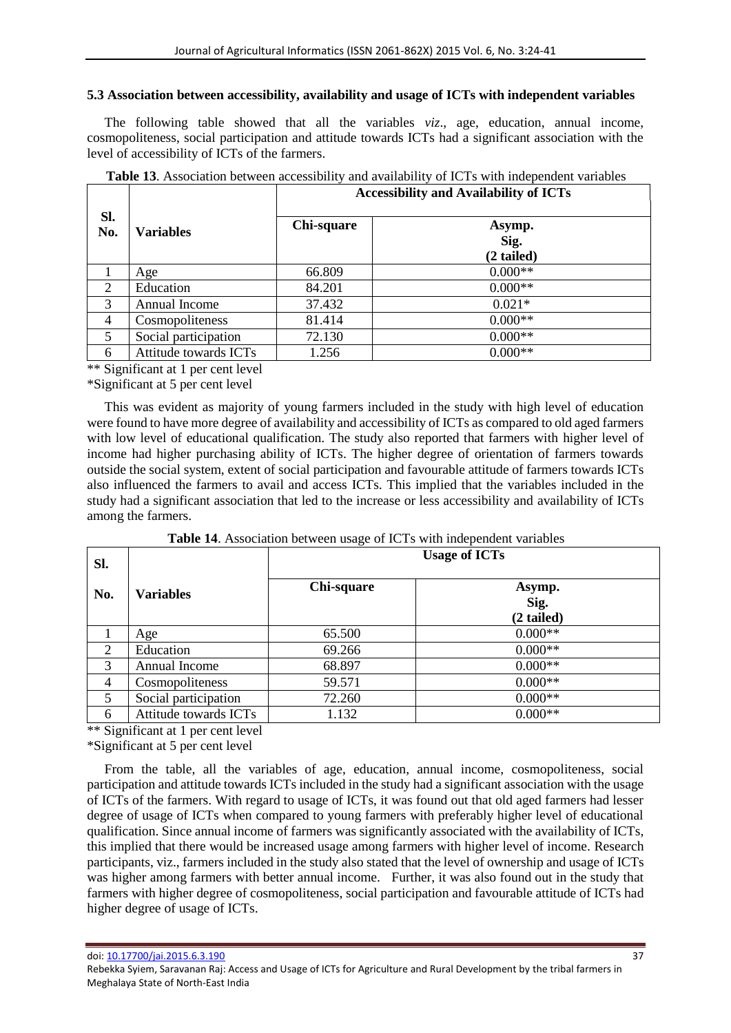### 5.3 Association between accessibility, availability and usage of ICTs with independent variables

The following table showed that all the variables *viz*., age, education, annual income, cosmopoliteness, social participation and attitude towards ICTs had a significant association with the level of accessibility of ICTs of the farmers.

**Table 13**. Association between accessibility and availability of ICTs with independent variables

| Sl. No. | Variables | Accessibility and Availability of ICTs | |
|---|---|---|---|
| | | Chi-square | Asymp. Sig. (2 tailed) |
| 1 | Age | 66.809 | 0.000** |
| 2 | Education | 84.201 | 0.000** |
| 3 | Annual Income | 37.432 | 0.021* |
| 4 | Cosmopoliteness | 81.414 | 0.000** |
| 5 | Social participation | 72.130 | 0.000** |
| 6 | Attitude towards ICTs | 1.256 | 0.000** |

** Significant at 1 per cent level
*Significant at 5 per cent level

This was evident as majority of young farmers included in the study with high level of education were found to have more degree of availability and accessibility of ICTs as compared to old aged farmers with low level of educational qualification. The study also reported that farmers with higher level of income had higher purchasing ability of ICTs. The higher degree of orientation of farmers towards outside the social system, extent of social participation and favourable attitude of farmers towards ICTs also influenced the farmers to avail and access ICTs. This implied that the variables included in the study had a significant association that led to the increase or less accessibility and availability of ICTs among the farmers.

**Table 14**. Association between usage of ICTs with independent variables

| Sl. No. | Variables | Usage of ICTs | |
|---|---|---|---|
| | | Chi-square | Asymp. Sig. (2 tailed) |
| 1 | Age | 65.500 | 0.000** |
| 2 | Education | 69.266 | 0.000** |
| 3 | Annual Income | 68.897 | 0.000** |
| 4 | Cosmopoliteness | 59.571 | 0.000** |
| 5 | Social participation | 72.260 | 0.000** |
| 6 | Attitude towards ICTs | 1.132 | 0.000** |

** Significant at 1 per cent level
*Significant at 5 per cent level

From the table, all the variables of age, education, annual income, cosmopoliteness, social participation and attitude towards ICTs included in the study had a significant association with the usage of ICTs of the farmers. With regard to usage of ICTs, it was found out that old aged farmers had lesser degree of usage of ICTs when compared to young farmers with preferably higher level of educational qualification. Since annual income of farmers was significantly associated with the availability of ICTs, this implied that there would be increased usage among farmers with higher level of income. Research participants, viz., farmers included in the study also stated that the level of ownership and usage of ICTs was higher among farmers with better annual income. Further, it was also found out in the study that farmers with higher degree of cosmopoliteness, social participation and favourable attitude of ICTs had higher degree of usage of ICTs.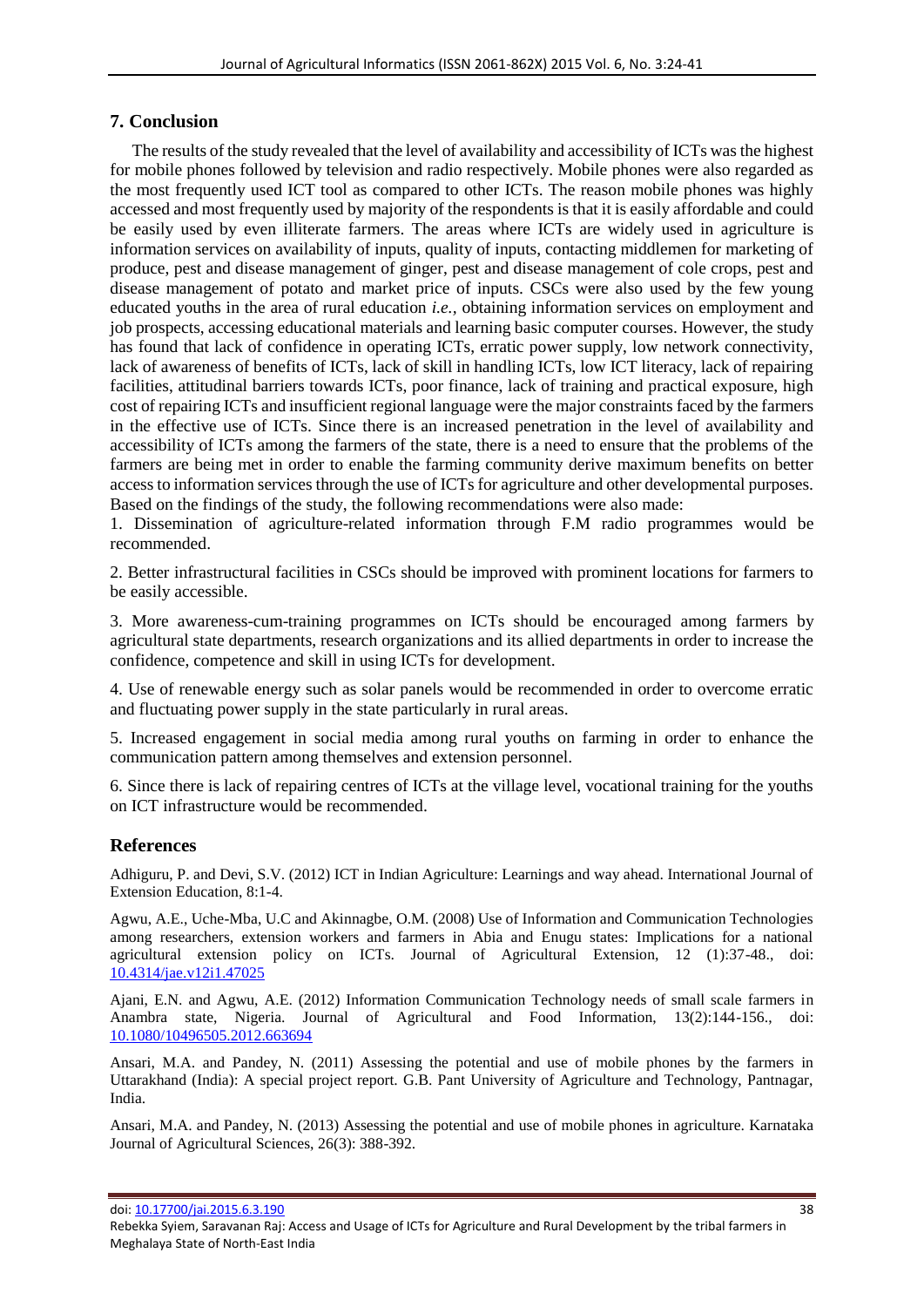## 7. Conclusion

The results of the study revealed that the level of availability and accessibility of ICTs was the highest for mobile phones followed by television and radio respectively. Mobile phones were also regarded as the most frequently used ICT tool as compared to other ICTs. The reason mobile phones was highly accessed and most frequently used by majority of the respondents is that it is easily affordable and could be easily used by even illiterate farmers. The areas where ICTs are widely used in agriculture is information services on availability of inputs, quality of inputs, contacting middlemen for marketing of produce, pest and disease management of ginger, pest and disease management of cole crops, pest and disease management of potato and market price of inputs. CSCs were also used by the few young educated youths in the area of rural education *i.e.*, obtaining information services on employment and job prospects, accessing educational materials and learning basic computer courses. However, the study has found that lack of confidence in operating ICTs, erratic power supply, low network connectivity, lack of awareness of benefits of ICTs, lack of skill in handling ICTs, low ICT literacy, lack of repairing facilities, attitudinal barriers towards ICTs, poor finance, lack of training and practical exposure, high cost of repairing ICTs and insufficient regional language were the major constraints faced by the farmers in the effective use of ICTs. Since there is an increased penetration in the level of availability and accessibility of ICTs among the farmers of the state, there is a need to ensure that the problems of the farmers are being met in order to enable the farming community derive maximum benefits on better access to information services through the use of ICTs for agriculture and other developmental purposes. Based on the findings of the study, the following recommendations were also made:

1. Dissemination of agriculture-related information through F.M radio programmes would be recommended.

2. Better infrastructural facilities in CSCs should be improved with prominent locations for farmers to be easily accessible.

3. More awareness-cum-training programmes on ICTs should be encouraged among farmers by agricultural state departments, research organizations and its allied departments in order to increase the confidence, competence and skill in using ICTs for development.

4. Use of renewable energy such as solar panels would be recommended in order to overcome erratic and fluctuating power supply in the state particularly in rural areas.

5. Increased engagement in social media among rural youths on farming in order to enhance the communication pattern among themselves and extension personnel.

6. Since there is lack of repairing centres of ICTs at the village level, vocational training for the youths on ICT infrastructure would be recommended.

## References

Adhiguru, P. and Devi, S.V. (2012) ICT in Indian Agriculture: Learnings and way ahead. International Journal of Extension Education, 8:1-4.

Agwu, A.E., Uche-Mba, U.C and Akinnagbe, O.M. (2008) Use of Information and Communication Technologies among researchers, extension workers and farmers in Abia and Enugu states: Implications for a national agricultural extension policy on ICTs. Journal of Agricultural Extension, 12 (1):37-48., doi: 10.4314/jae.v12i1.47025

Ajani, E.N. and Agwu, A.E. (2012) Information Communication Technology needs of small scale farmers in Anambra state, Nigeria. Journal of Agricultural and Food Information, 13(2):144-156., doi: 10.1080/10496505.2012.663694

Ansari, M.A. and Pandey, N. (2011) Assessing the potential and use of mobile phones by the farmers in Uttarakhand (India): A special project report. G.B. Pant University of Agriculture and Technology, Pantnagar, India.

Ansari, M.A. and Pandey, N. (2013) Assessing the potential and use of mobile phones in agriculture. Karnataka Journal of Agricultural Sciences, 26(3): 388-392.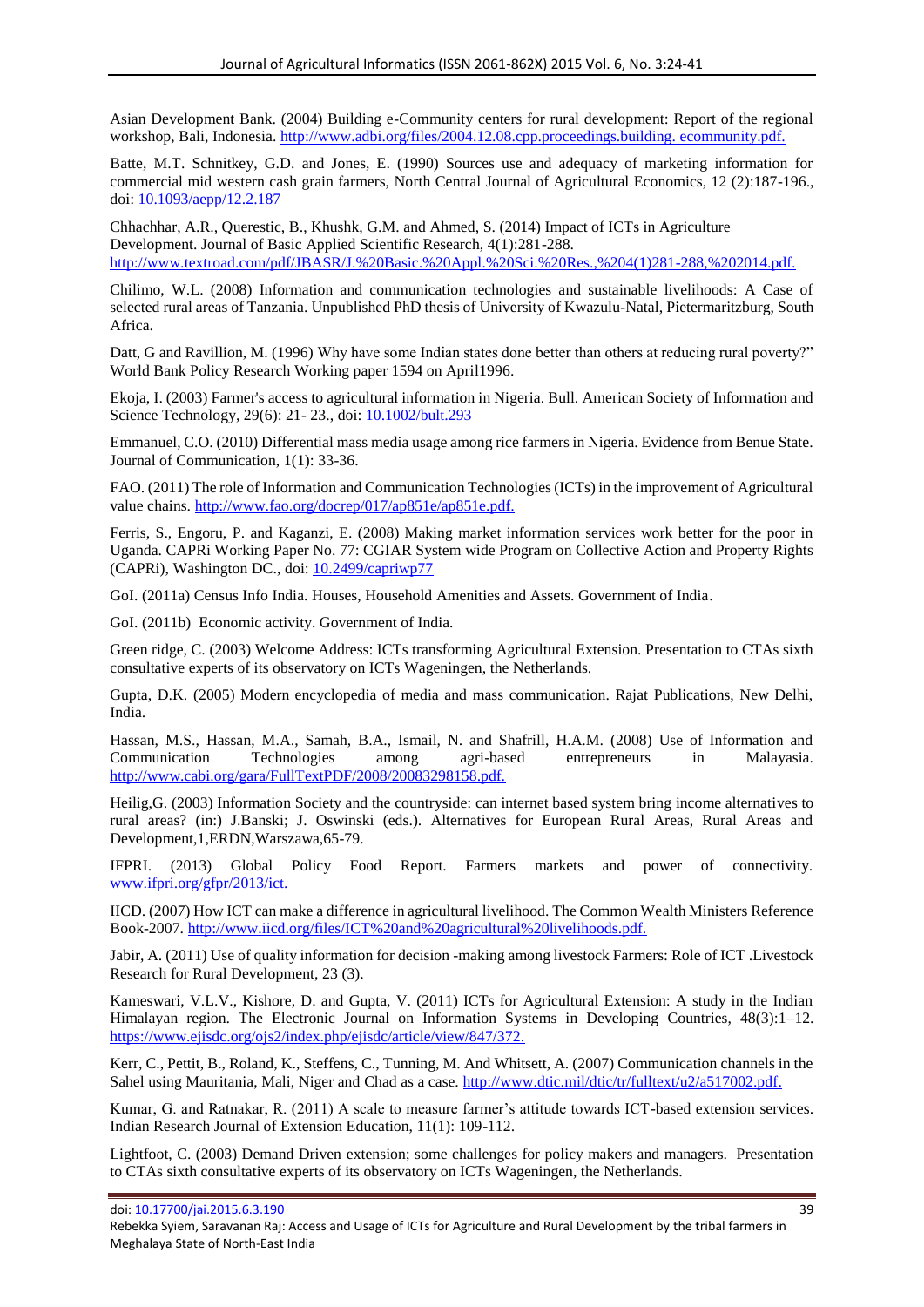Asian Development Bank. (2004) Building e-Community centers for rural development: Report of the regional workshop, Bali, Indonesia. http://www.adbi.org/files/2004.12.08.cpp.proceedings.building. ecommunity.pdf.

Batte, M.T. Schnitkey, G.D. and Jones, E. (1990) Sources use and adequacy of marketing information for commercial mid western cash grain farmers, North Central Journal of Agricultural Economics, 12 (2):187-196., doi: 10.1093/aepp/12.2.187

Chhachhar, A.R., Querestic, B., Khushk, G.M. and Ahmed, S. (2014) Impact of ICTs in Agriculture Development. Journal of Basic Applied Scientific Research, 4(1):281-288. http://www.textroad.com/pdf/JBASR/J.%20Basic.%20Appl.%20Sci.%20Res.,%204(1)281-288,%202014.pdf.

Chilimo, W.L. (2008) Information and communication technologies and sustainable livelihoods: A Case of selected rural areas of Tanzania. Unpublished PhD thesis of University of Kwazulu-Natal, Pietermaritzburg, South Africa.

Datt, G and Ravillion, M. (1996) Why have some Indian states done better than others at reducing rural poverty?" World Bank Policy Research Working paper 1594 on April1996.

Ekoja, I. (2003) Farmer's access to agricultural information in Nigeria. Bull. American Society of Information and Science Technology, 29(6): 21- 23., doi: 10.1002/bult.293

Emmanuel, C.O. (2010) Differential mass media usage among rice farmers in Nigeria. Evidence from Benue State. Journal of Communication, 1(1): 33-36.

FAO. (2011) The role of Information and Communication Technologies (ICTs) in the improvement of Agricultural value chains. http://www.fao.org/docrep/017/ap851e/ap851e.pdf.

Ferris, S., Engoru, P. and Kaganzi, E. (2008) Making market information services work better for the poor in Uganda. CAPRi Working Paper No. 77: CGIAR System wide Program on Collective Action and Property Rights (CAPRi), Washington DC., doi: 10.2499/capriwp77

GoI. (2011a) Census Info India. Houses, Household Amenities and Assets. Government of India.

GoI. (2011b) Economic activity. Government of India.

Green ridge, C. (2003) Welcome Address: ICTs transforming Agricultural Extension. Presentation to CTAs sixth consultative experts of its observatory on ICTs Wageningen, the Netherlands.

Gupta, D.K. (2005) Modern encyclopedia of media and mass communication. Rajat Publications, New Delhi, India.

Hassan, M.S., Hassan, M.A., Samah, B.A., Ismail, N. and Shafrill, H.A.M. (2008) Use of Information and Communication Technologies among agri-based entrepreneurs in Malayasia. http://www.cabi.org/gara/FullTextPDF/2008/20083298158.pdf.

Heilig,G. (2003) Information Society and the countryside: can internet based system bring income alternatives to rural areas? (in:) J.Banski; J. Oswinski (eds.). Alternatives for European Rural Areas, Rural Areas and Development,1,ERDN,Warszawa,65-79.

IFPRI. (2013) Global Policy Food Report. Farmers markets and power of connectivity. www.ifpri.org/gfpr/2013/ict.

IICD. (2007) How ICT can make a difference in agricultural livelihood. The Common Wealth Ministers Reference Book-2007. http://www.iicd.org/files/ICT%20and%20agricultural%20livelihoods.pdf.

Jabir, A. (2011) Use of quality information for decision -making among livestock Farmers: Role of ICT .Livestock Research for Rural Development, 23 (3).

Kameswari, V.L.V., Kishore, D. and Gupta, V. (2011) ICTs for Agricultural Extension: A study in the Indian Himalayan region. The Electronic Journal on Information Systems in Developing Countries, 48(3):1–12. https://www.ejisdc.org/ojs2/index.php/ejisdc/article/view/847/372.

Kerr, C., Pettit, B., Roland, K., Steffens, C., Tunning, M. And Whitsett, A. (2007) Communication channels in the Sahel using Mauritania, Mali, Niger and Chad as a case. http://www.dtic.mil/dtic/tr/fulltext/u2/a517002.pdf.

Kumar, G. and Ratnakar, R. (2011) A scale to measure farmer's attitude towards ICT-based extension services. Indian Research Journal of Extension Education, 11(1): 109-112.

Lightfoot, C. (2003) Demand Driven extension; some challenges for policy makers and managers. Presentation to CTAs sixth consultative experts of its observatory on ICTs Wageningen, the Netherlands.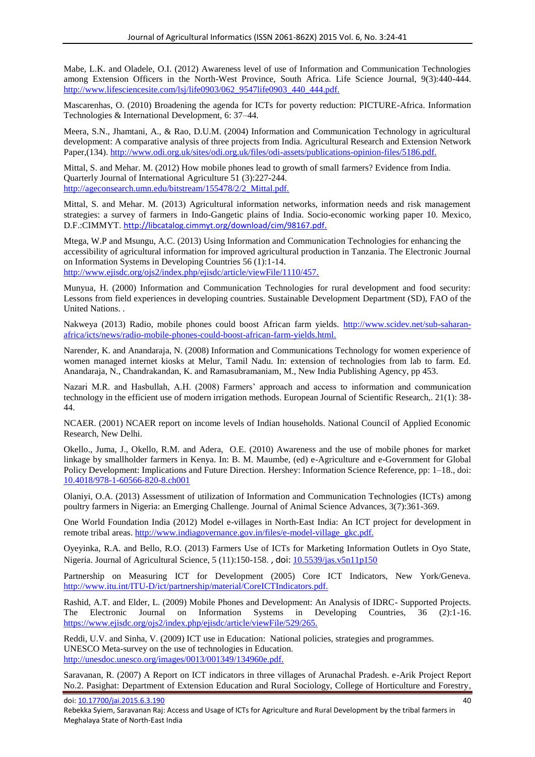Mabe, L.K. and Oladele, O.I. (2012) Awareness level of use of Information and Communication Technologies among Extension Officers in the North-West Province, South Africa. Life Science Journal, 9(3):440-444. http://www.lifesciencesite.com/lsj/life0903/062_9547life0903_440_444.pdf.

Mascarenhas, O. (2010) Broadening the agenda for ICTs for poverty reduction: PICTURE-Africa. Information Technologies & International Development, 6: 37–44.

Meera, S.N., Jhamtani, A., & Rao, D.U.M. (2004) Information and Communication Technology in agricultural development: A comparative analysis of three projects from India. Agricultural Research and Extension Network Paper,(134). http://www.odi.org.uk/sites/odi.org.uk/files/odi-assets/publications-opinion-files/5186.pdf.

Mittal, S. and Mehar. M. (2012) How mobile phones lead to growth of small farmers? Evidence from India. Quarterly Journal of International Agriculture 51 (3):227-244. http://ageconsearch.umn.edu/bitstream/155478/2/2_Mittal.pdf.

Mittal, S. and Mehar. M. (2013) Agricultural information networks, information needs and risk management strategies: a survey of farmers in Indo-Gangetic plains of India. Socio-economic working paper 10. Mexico, D.F.:CIMMYT. http://libcatalog.cimmyt.org/download/cim/98167.pdf.

Mtega, W.P and Msungu, A.C. (2013) Using Information and Communication Technologies for enhancing the accessibility of agricultural information for improved agricultural production in Tanzania. The Electronic Journal on Information Systems in Developing Countries 56 (1):1-14. http://www.ejisdc.org/ojs2/index.php/ejisdc/article/viewFile/1110/457.

Munyua, H. (2000) Information and Communication Technologies for rural development and food security: Lessons from field experiences in developing countries. Sustainable Development Department (SD), FAO of the United Nations. .

Nakweya (2013) Radio, mobile phones could boost African farm yields. http://www.scidev.net/sub-saharan-africa/icts/news/radio-mobile-phones-could-boost-african-farm-yields.html.

Narender, K. and Anandaraja, N. (2008) Information and Communications Technology for women experience of women managed internet kiosks at Melur, Tamil Nadu. In: extension of technologies from lab to farm. Ed. Anandaraja, N., Chandrakandan, K. and Ramasubramaniam, M., New India Publishing Agency, pp 453.

Nazari M.R. and Hasbullah, A.H. (2008) Farmers' approach and access to information and communication technology in the efficient use of modern irrigation methods. European Journal of Scientific Research,. 21(1): 38-44.

NCAER. (2001) NCAER report on income levels of Indian households. National Council of Applied Economic Research, New Delhi.

Okello., Juma, J., Okello, R.M. and Adera, O.E. (2010) Awareness and the use of mobile phones for market linkage by smallholder farmers in Kenya. In: B. M. Maumbe, (ed) e-Agriculture and e-Government for Global Policy Development: Implications and Future Direction. Hershey: Information Science Reference, pp: 1–18., doi: 10.4018/978-1-60566-820-8.ch001

Olaniyi, O.A. (2013) Assessment of utilization of Information and Communication Technologies (ICTs) among poultry farmers in Nigeria: an Emerging Challenge. Journal of Animal Science Advances, 3(7):361-369.

One World Foundation India (2012) Model e-villages in North-East India: An ICT project for development in remote tribal areas. http://www.indiagovernance.gov.in/files/e-model-village_gkc.pdf.

Oyeyinka, R.A. and Bello, R.O. (2013) Farmers Use of ICTs for Marketing Information Outlets in Oyo State, Nigeria. Journal of Agricultural Science, 5 (11):150-158. , doi: 10.5539/jas.v5n11p150

Partnership on Measuring ICT for Development (2005) Core ICT Indicators, New York/Geneva. http://www.itu.int/ITU-D/ict/partnership/material/CoreICTIndicators.pdf.

Rashid, A.T. and Elder, L. (2009) Mobile Phones and Development: An Analysis of IDRC- Supported Projects. The Electronic Journal on Information Systems in Developing Countries, 36 (2):1-16. https://www.ejisdc.org/ojs2/index.php/ejisdc/article/viewFile/529/265.

Reddi, U.V. and Sinha, V. (2009) ICT use in Education: National policies, strategies and programmes. UNESCO Meta-survey on the use of technologies in Education. http://unesdoc.unesco.org/images/0013/001349/134960e.pdf.

Saravanan, R. (2007) A Report on ICT indicators in three villages of Arunachal Pradesh. e-Arik Project Report No.2. Pasighat: Department of Extension Education and Rural Sociology, College of Horticulture and Forestry,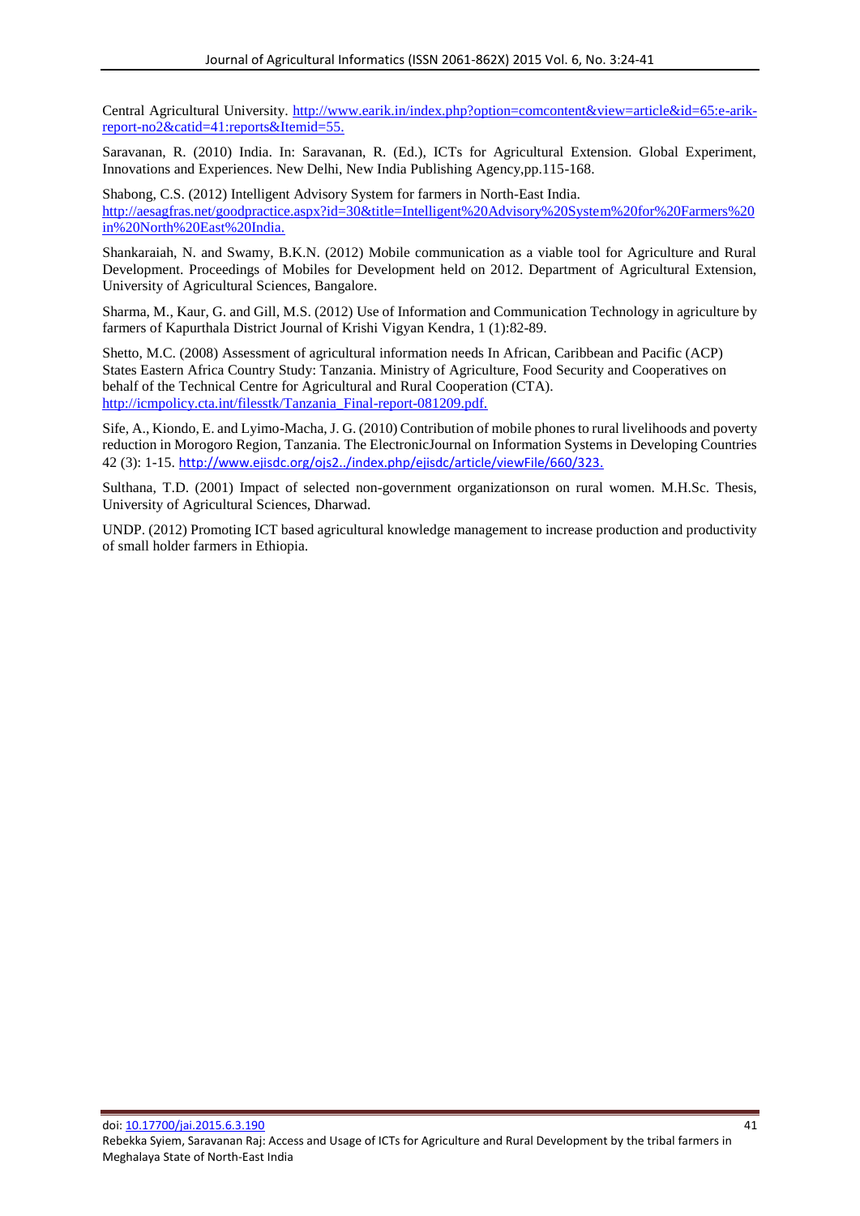Central Agricultural University. http://www.earik.in/index.php?option=comcontent&view=article&id=65:e-arik-report-no2&catid=41:reports&Itemid=55.

Saravanan, R. (2010) India. In: Saravanan, R. (Ed.), ICTs for Agricultural Extension. Global Experiment, Innovations and Experiences. New Delhi, New India Publishing Agency,pp.115-168.

Shabong, C.S. (2012) Intelligent Advisory System for farmers in North-East India. http://aesagfras.net/goodpractice.aspx?id=30&title=Intelligent%20Advisory%20System%20for%20Farmers%20in%20North%20East%20India.

Shankaraiah, N. and Swamy, B.K.N. (2012) Mobile communication as a viable tool for Agriculture and Rural Development. Proceedings of Mobiles for Development held on 2012. Department of Agricultural Extension, University of Agricultural Sciences, Bangalore.

Sharma, M., Kaur, G. and Gill, M.S. (2012) Use of Information and Communication Technology in agriculture by farmers of Kapurthala District Journal of Krishi Vigyan Kendra, 1 (1):82-89.

Shetto, M.C. (2008) Assessment of agricultural information needs In African, Caribbean and Pacific (ACP) States Eastern Africa Country Study: Tanzania. Ministry of Agriculture, Food Security and Cooperatives on behalf of the Technical Centre for Agricultural and Rural Cooperation (CTA). http://icmpolicy.cta.int/filesstk/Tanzania_Final-report-081209.pdf.

Sife, A., Kiondo, E. and Lyimo-Macha, J. G. (2010) Contribution of mobile phones to rural livelihoods and poverty reduction in Morogoro Region, Tanzania. The ElectronicJournal on Information Systems in Developing Countries 42 (3): 1-15. http://www.ejisdc.org/ojs2../index.php/ejisdc/article/viewFile/660/323.

Sulthana, T.D. (2001) Impact of selected non-government organizationson on rural women. M.H.Sc. Thesis, University of Agricultural Sciences, Dharwad.

UNDP. (2012) Promoting ICT based agricultural knowledge management to increase production and productivity of small holder farmers in Ethiopia.